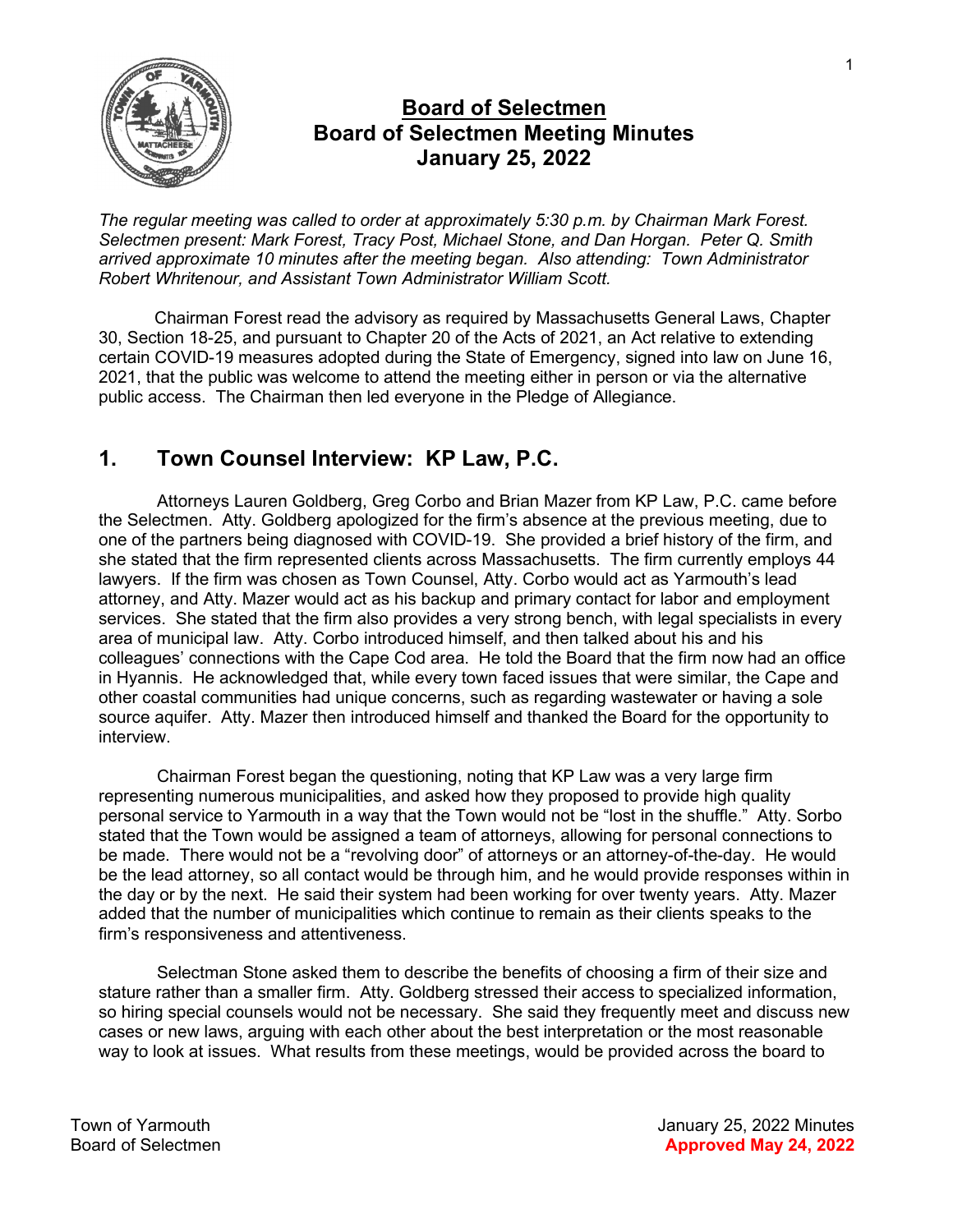# Board of Selectmen
## Board of Selectmen Meeting Minutes
## January 25, 2022

*The regular meeting was called to order at approximately 5:30 p.m. by Chairman Mark Forest. Selectmen present: Mark Forest, Tracy Post, Michael Stone, and Dan Horgan. Peter Q. Smith arrived approximate 10 minutes after the meeting began. Also attending: Town Administrator Robert Whritenour, and Assistant Town Administrator William Scott.*

Chairman Forest read the advisory as required by Massachusetts General Laws, Chapter 30, Section 18-25, and pursuant to Chapter 20 of the Acts of 2021, an Act relative to extending certain COVID-19 measures adopted during the State of Emergency, signed into law on June 16, 2021, that the public was welcome to attend the meeting either in person or via the alternative public access. The Chairman then led everyone in the Pledge of Allegiance.

## 1. Town Counsel Interview: KP Law, P.C.

Attorneys Lauren Goldberg, Greg Corbo and Brian Mazer from KP Law, P.C. came before the Selectmen. Atty. Goldberg apologized for the firm's absence at the previous meeting, due to one of the partners being diagnosed with COVID-19. She provided a brief history of the firm, and she stated that the firm represented clients across Massachusetts. The firm currently employs 44 lawyers. If the firm was chosen as Town Counsel, Atty. Corbo would act as Yarmouth's lead attorney, and Atty. Mazer would act as his backup and primary contact for labor and employment services. She stated that the firm also provides a very strong bench, with legal specialists in every area of municipal law. Atty. Corbo introduced himself, and then talked about his and his colleagues' connections with the Cape Cod area. He told the Board that the firm now had an office in Hyannis. He acknowledged that, while every town faced issues that were similar, the Cape and other coastal communities had unique concerns, such as regarding wastewater or having a sole source aquifer. Atty. Mazer then introduced himself and thanked the Board for the opportunity to interview.

Chairman Forest began the questioning, noting that KP Law was a very large firm representing numerous municipalities, and asked how they proposed to provide high quality personal service to Yarmouth in a way that the Town would not be "lost in the shuffle." Atty. Sorbo stated that the Town would be assigned a team of attorneys, allowing for personal connections to be made. There would not be a "revolving door" of attorneys or an attorney-of-the-day. He would be the lead attorney, so all contact would be through him, and he would provide responses within in the day or by the next. He said their system had been working for over twenty years. Atty. Mazer added that the number of municipalities which continue to remain as their clients speaks to the firm's responsiveness and attentiveness.

Selectman Stone asked them to describe the benefits of choosing a firm of their size and stature rather than a smaller firm. Atty. Goldberg stressed their access to specialized information, so hiring special counsels would not be necessary. She said they frequently meet and discuss new cases or new laws, arguing with each other about the best interpretation or the most reasonable way to look at issues. What results from these meetings, would be provided across the board to

Town of Yarmouth
Board of Selectmen

January 25, 2022 Minutes
**Approved May 24, 2022**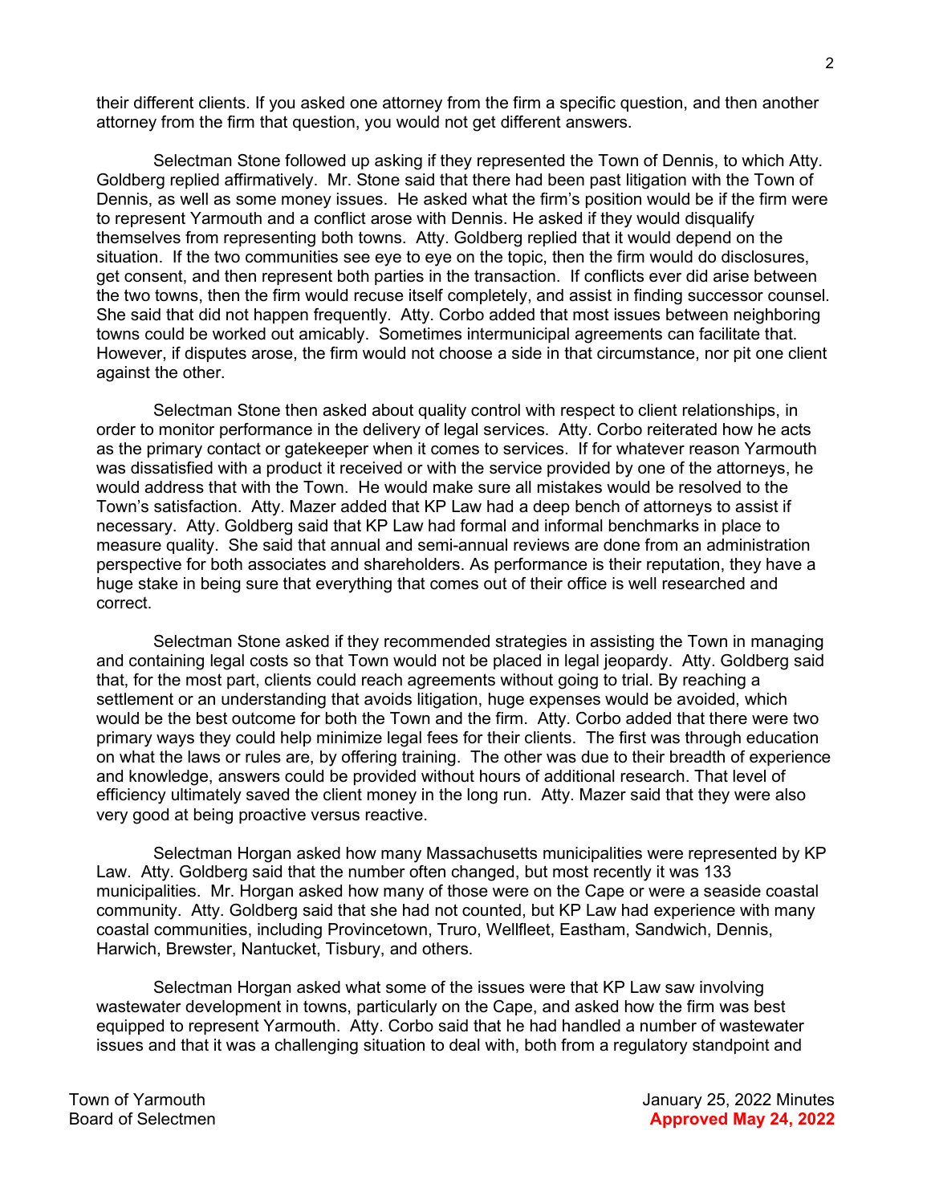their different clients. If you asked one attorney from the firm a specific question, and then another attorney from the firm that question, you would not get different answers.

Selectman Stone followed up asking if they represented the Town of Dennis, to which Atty. Goldberg replied affirmatively. Mr. Stone said that there had been past litigation with the Town of Dennis, as well as some money issues. He asked what the firm's position would be if the firm were to represent Yarmouth and a conflict arose with Dennis. He asked if they would disqualify themselves from representing both towns. Atty. Goldberg replied that it would depend on the situation. If the two communities see eye to eye on the topic, then the firm would do disclosures, get consent, and then represent both parties in the transaction. If conflicts ever did arise between the two towns, then the firm would recuse itself completely, and assist in finding successor counsel. She said that did not happen frequently. Atty. Corbo added that most issues between neighboring towns could be worked out amicably. Sometimes intermunicipal agreements can facilitate that. However, if disputes arose, the firm would not choose a side in that circumstance, nor pit one client against the other.

Selectman Stone then asked about quality control with respect to client relationships, in order to monitor performance in the delivery of legal services. Atty. Corbo reiterated how he acts as the primary contact or gatekeeper when it comes to services. If for whatever reason Yarmouth was dissatisfied with a product it received or with the service provided by one of the attorneys, he would address that with the Town. He would make sure all mistakes would be resolved to the Town's satisfaction. Atty. Mazer added that KP Law had a deep bench of attorneys to assist if necessary. Atty. Goldberg said that KP Law had formal and informal benchmarks in place to measure quality. She said that annual and semi-annual reviews are done from an administration perspective for both associates and shareholders. As performance is their reputation, they have a huge stake in being sure that everything that comes out of their office is well researched and correct.

Selectman Stone asked if they recommended strategies in assisting the Town in managing and containing legal costs so that Town would not be placed in legal jeopardy. Atty. Goldberg said that, for the most part, clients could reach agreements without going to trial. By reaching a settlement or an understanding that avoids litigation, huge expenses would be avoided, which would be the best outcome for both the Town and the firm. Atty. Corbo added that there were two primary ways they could help minimize legal fees for their clients. The first was through education on what the laws or rules are, by offering training. The other was due to their breadth of experience and knowledge, answers could be provided without hours of additional research. That level of efficiency ultimately saved the client money in the long run. Atty. Mazer said that they were also very good at being proactive versus reactive.

Selectman Horgan asked how many Massachusetts municipalities were represented by KP Law. Atty. Goldberg said that the number often changed, but most recently it was 133 municipalities. Mr. Horgan asked how many of those were on the Cape or were a seaside coastal community. Atty. Goldberg said that she had not counted, but KP Law had experience with many coastal communities, including Provincetown, Truro, Wellfleet, Eastham, Sandwich, Dennis, Harwich, Brewster, Nantucket, Tisbury, and others.

Selectman Horgan asked what some of the issues were that KP Law saw involving wastewater development in towns, particularly on the Cape, and asked how the firm was best equipped to represent Yarmouth. Atty. Corbo said that he had handled a number of wastewater issues and that it was a challenging situation to deal with, both from a regulatory standpoint and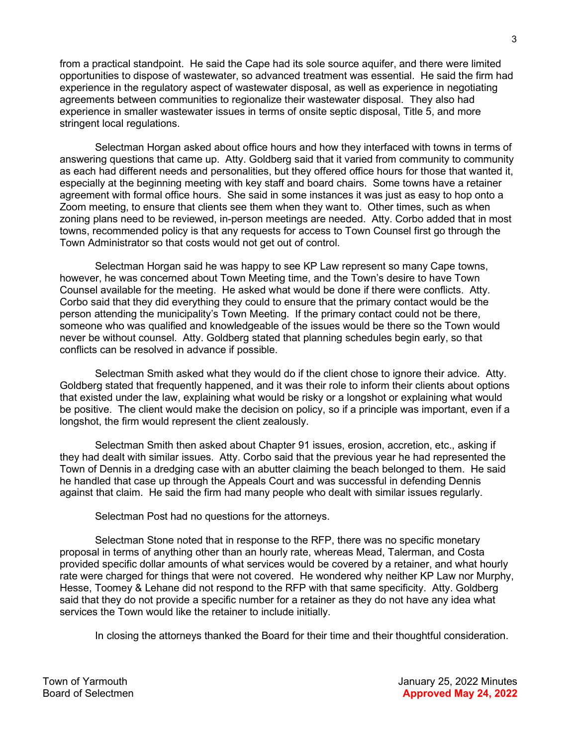from a practical standpoint. He said the Cape had its sole source aquifer, and there were limited opportunities to dispose of wastewater, so advanced treatment was essential. He said the firm had experience in the regulatory aspect of wastewater disposal, as well as experience in negotiating agreements between communities to regionalize their wastewater disposal. They also had experience in smaller wastewater issues in terms of onsite septic disposal, Title 5, and more stringent local regulations.

Selectman Horgan asked about office hours and how they interfaced with towns in terms of answering questions that came up. Atty. Goldberg said that it varied from community to community as each had different needs and personalities, but they offered office hours for those that wanted it, especially at the beginning meeting with key staff and board chairs. Some towns have a retainer agreement with formal office hours. She said in some instances it was just as easy to hop onto a Zoom meeting, to ensure that clients see them when they want to. Other times, such as when zoning plans need to be reviewed, in-person meetings are needed. Atty. Corbo added that in most towns, recommended policy is that any requests for access to Town Counsel first go through the Town Administrator so that costs would not get out of control.

Selectman Horgan said he was happy to see KP Law represent so many Cape towns, however, he was concerned about Town Meeting time, and the Town's desire to have Town Counsel available for the meeting. He asked what would be done if there were conflicts. Atty. Corbo said that they did everything they could to ensure that the primary contact would be the person attending the municipality's Town Meeting. If the primary contact could not be there, someone who was qualified and knowledgeable of the issues would be there so the Town would never be without counsel. Atty. Goldberg stated that planning schedules begin early, so that conflicts can be resolved in advance if possible.

Selectman Smith asked what they would do if the client chose to ignore their advice. Atty. Goldberg stated that frequently happened, and it was their role to inform their clients about options that existed under the law, explaining what would be risky or a longshot or explaining what would be positive. The client would make the decision on policy, so if a principle was important, even if a longshot, the firm would represent the client zealously.

Selectman Smith then asked about Chapter 91 issues, erosion, accretion, etc., asking if they had dealt with similar issues. Atty. Corbo said that the previous year he had represented the Town of Dennis in a dredging case with an abutter claiming the beach belonged to them. He said he handled that case up through the Appeals Court and was successful in defending Dennis against that claim. He said the firm had many people who dealt with similar issues regularly.

Selectman Post had no questions for the attorneys.

Selectman Stone noted that in response to the RFP, there was no specific monetary proposal in terms of anything other than an hourly rate, whereas Mead, Talerman, and Costa provided specific dollar amounts of what services would be covered by a retainer, and what hourly rate were charged for things that were not covered. He wondered why neither KP Law nor Murphy, Hesse, Toomey & Lehane did not respond to the RFP with that same specificity. Atty. Goldberg said that they do not provide a specific number for a retainer as they do not have any idea what services the Town would like the retainer to include initially.

In closing the attorneys thanked the Board for their time and their thoughtful consideration.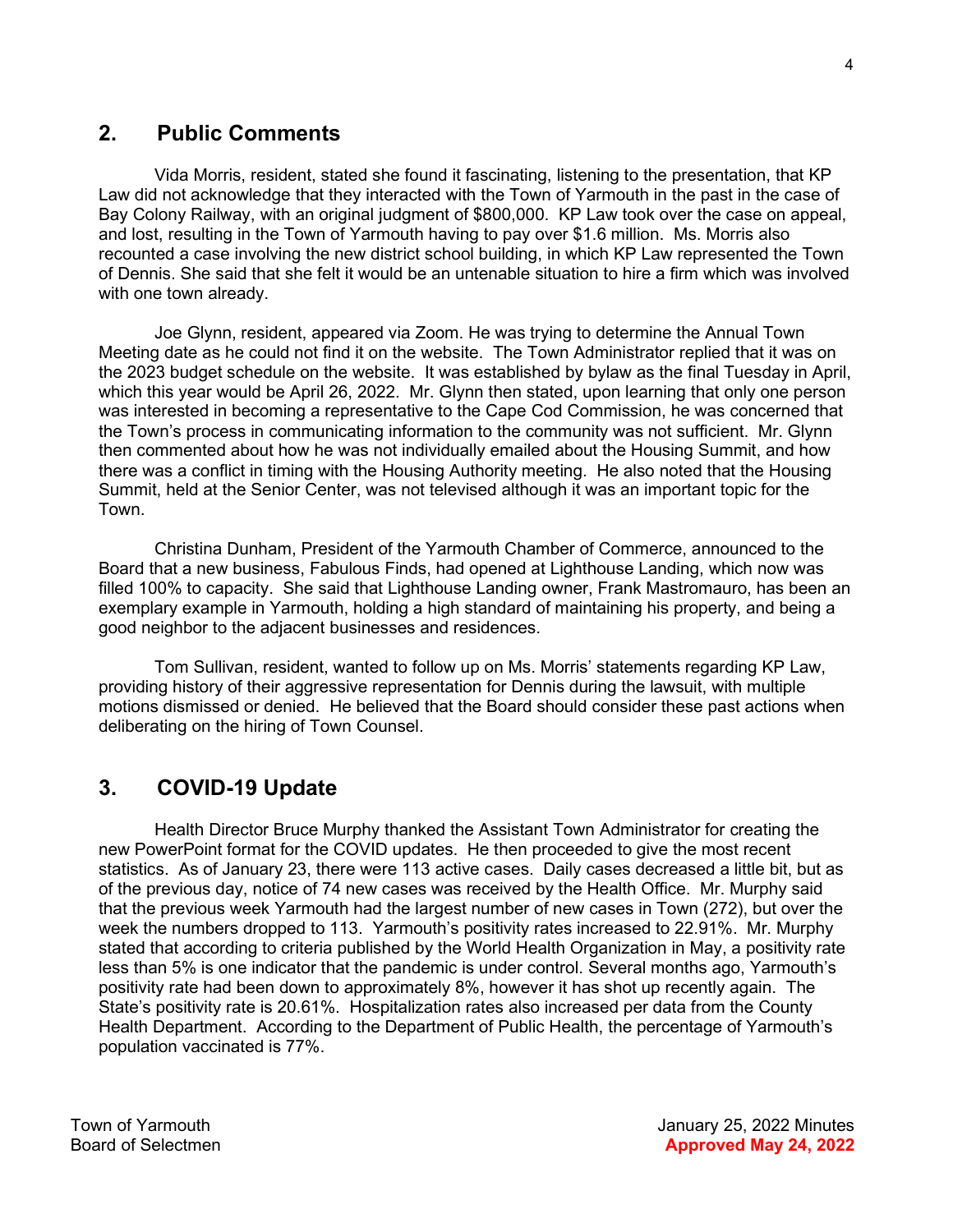## 2. Public Comments

Vida Morris, resident, stated she found it fascinating, listening to the presentation, that KP Law did not acknowledge that they interacted with the Town of Yarmouth in the past in the case of Bay Colony Railway, with an original judgment of $800,000. KP Law took over the case on appeal, and lost, resulting in the Town of Yarmouth having to pay over $1.6 million. Ms. Morris also recounted a case involving the new district school building, in which KP Law represented the Town of Dennis. She said that she felt it would be an untenable situation to hire a firm which was involved with one town already.

Joe Glynn, resident, appeared via Zoom. He was trying to determine the Annual Town Meeting date as he could not find it on the website. The Town Administrator replied that it was on the 2023 budget schedule on the website. It was established by bylaw as the final Tuesday in April, which this year would be April 26, 2022. Mr. Glynn then stated, upon learning that only one person was interested in becoming a representative to the Cape Cod Commission, he was concerned that the Town's process in communicating information to the community was not sufficient. Mr. Glynn then commented about how he was not individually emailed about the Housing Summit, and how there was a conflict in timing with the Housing Authority meeting. He also noted that the Housing Summit, held at the Senior Center, was not televised although it was an important topic for the Town.

Christina Dunham, President of the Yarmouth Chamber of Commerce, announced to the Board that a new business, Fabulous Finds, had opened at Lighthouse Landing, which now was filled 100% to capacity. She said that Lighthouse Landing owner, Frank Mastromauro, has been an exemplary example in Yarmouth, holding a high standard of maintaining his property, and being a good neighbor to the adjacent businesses and residences.

Tom Sullivan, resident, wanted to follow up on Ms. Morris' statements regarding KP Law, providing history of their aggressive representation for Dennis during the lawsuit, with multiple motions dismissed or denied. He believed that the Board should consider these past actions when deliberating on the hiring of Town Counsel.

## 3. COVID-19 Update

Health Director Bruce Murphy thanked the Assistant Town Administrator for creating the new PowerPoint format for the COVID updates. He then proceeded to give the most recent statistics. As of January 23, there were 113 active cases. Daily cases decreased a little bit, but as of the previous day, notice of 74 new cases was received by the Health Office. Mr. Murphy said that the previous week Yarmouth had the largest number of new cases in Town (272), but over the week the numbers dropped to 113. Yarmouth's positivity rates increased to 22.91%. Mr. Murphy stated that according to criteria published by the World Health Organization in May, a positivity rate less than 5% is one indicator that the pandemic is under control. Several months ago, Yarmouth's positivity rate had been down to approximately 8%, however it has shot up recently again. The State's positivity rate is 20.61%. Hospitalization rates also increased per data from the County Health Department. According to the Department of Public Health, the percentage of Yarmouth's population vaccinated is 77%.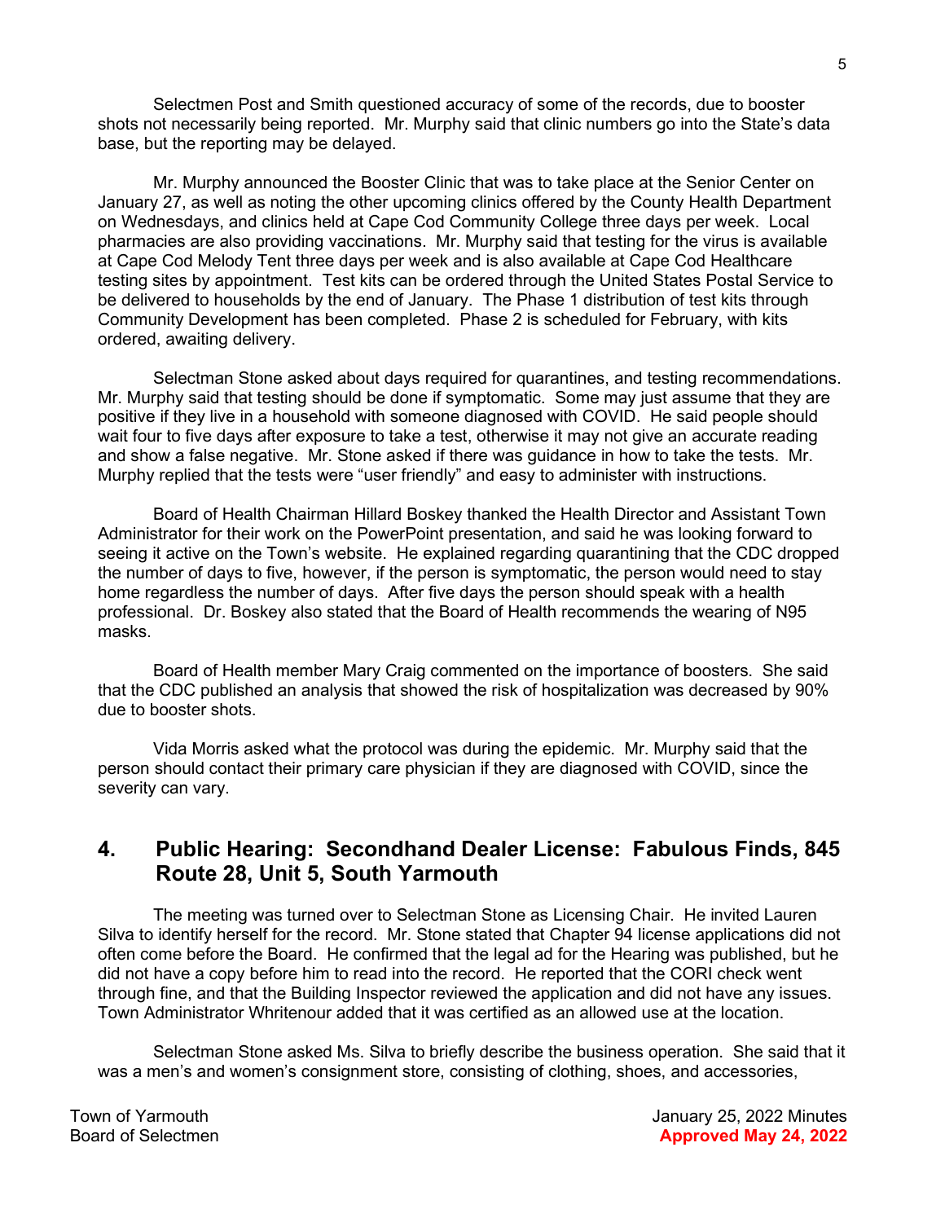Selectmen Post and Smith questioned accuracy of some of the records, due to booster shots not necessarily being reported. Mr. Murphy said that clinic numbers go into the State's data base, but the reporting may be delayed.

Mr. Murphy announced the Booster Clinic that was to take place at the Senior Center on January 27, as well as noting the other upcoming clinics offered by the County Health Department on Wednesdays, and clinics held at Cape Cod Community College three days per week. Local pharmacies are also providing vaccinations. Mr. Murphy said that testing for the virus is available at Cape Cod Melody Tent three days per week and is also available at Cape Cod Healthcare testing sites by appointment. Test kits can be ordered through the United States Postal Service to be delivered to households by the end of January. The Phase 1 distribution of test kits through Community Development has been completed. Phase 2 is scheduled for February, with kits ordered, awaiting delivery.

Selectman Stone asked about days required for quarantines, and testing recommendations. Mr. Murphy said that testing should be done if symptomatic. Some may just assume that they are positive if they live in a household with someone diagnosed with COVID. He said people should wait four to five days after exposure to take a test, otherwise it may not give an accurate reading and show a false negative. Mr. Stone asked if there was guidance in how to take the tests. Mr. Murphy replied that the tests were "user friendly" and easy to administer with instructions.

Board of Health Chairman Hillard Boskey thanked the Health Director and Assistant Town Administrator for their work on the PowerPoint presentation, and said he was looking forward to seeing it active on the Town's website. He explained regarding quarantining that the CDC dropped the number of days to five, however, if the person is symptomatic, the person would need to stay home regardless the number of days. After five days the person should speak with a health professional. Dr. Boskey also stated that the Board of Health recommends the wearing of N95 masks.

Board of Health member Mary Craig commented on the importance of boosters. She said that the CDC published an analysis that showed the risk of hospitalization was decreased by 90% due to booster shots.

Vida Morris asked what the protocol was during the epidemic. Mr. Murphy said that the person should contact their primary care physician if they are diagnosed with COVID, since the severity can vary.

## 4. Public Hearing: Secondhand Dealer License: Fabulous Finds, 845 Route 28, Unit 5, South Yarmouth

The meeting was turned over to Selectman Stone as Licensing Chair. He invited Lauren Silva to identify herself for the record. Mr. Stone stated that Chapter 94 license applications did not often come before the Board. He confirmed that the legal ad for the Hearing was published, but he did not have a copy before him to read into the record. He reported that the CORI check went through fine, and that the Building Inspector reviewed the application and did not have any issues. Town Administrator Whritenour added that it was certified as an allowed use at the location.

Selectman Stone asked Ms. Silva to briefly describe the business operation. She said that it was a men's and women's consignment store, consisting of clothing, shoes, and accessories,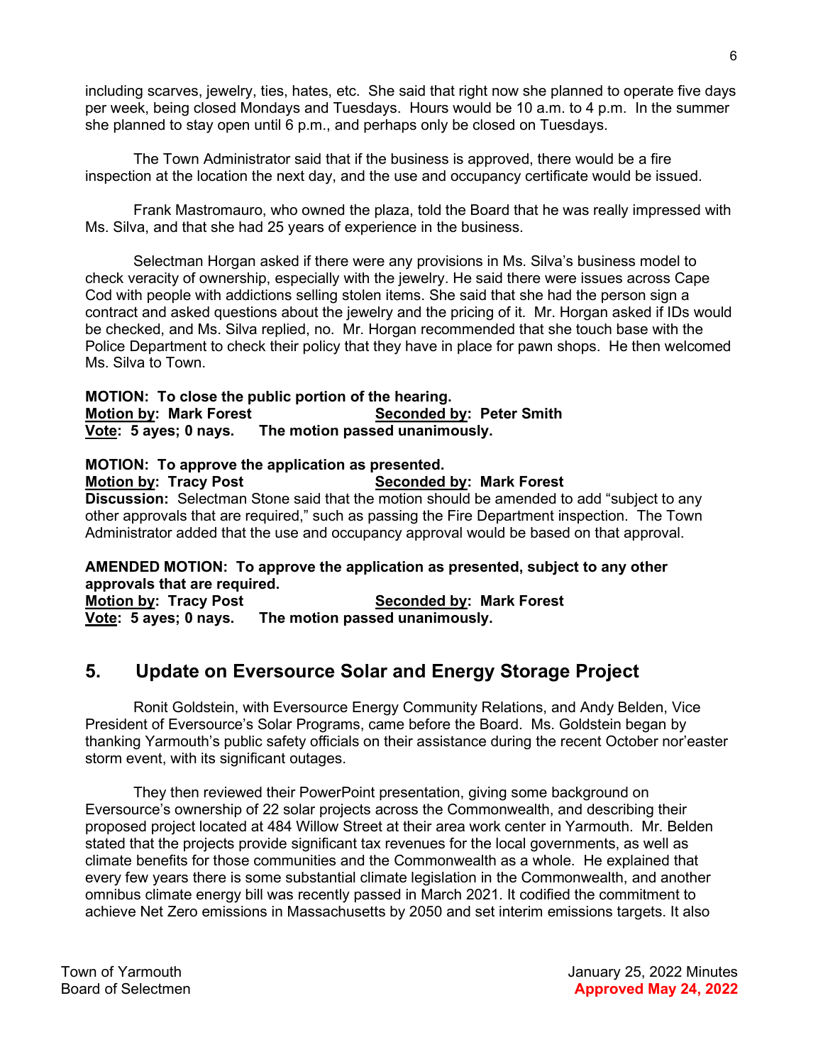including scarves, jewelry, ties, hates, etc. She said that right now she planned to operate five days per week, being closed Mondays and Tuesdays. Hours would be 10 a.m. to 4 p.m. In the summer she planned to stay open until 6 p.m., and perhaps only be closed on Tuesdays.

The Town Administrator said that if the business is approved, there would be a fire inspection at the location the next day, and the use and occupancy certificate would be issued.

Frank Mastromauro, who owned the plaza, told the Board that he was really impressed with Ms. Silva, and that she had 25 years of experience in the business.

Selectman Horgan asked if there were any provisions in Ms. Silva's business model to check veracity of ownership, especially with the jewelry. He said there were issues across Cape Cod with people with addictions selling stolen items. She said that she had the person sign a contract and asked questions about the jewelry and the pricing of it. Mr. Horgan asked if IDs would be checked, and Ms. Silva replied, no. Mr. Horgan recommended that she touch base with the Police Department to check their policy that they have in place for pawn shops. He then welcomed Ms. Silva to Town.

**MOTION: To close the public portion of the hearing.**
**Motion by: Mark Forest** **Seconded by: Peter Smith**
**Vote: 5 ayes; 0 nays. The motion passed unanimously.**

**MOTION: To approve the application as presented.**
**Motion by: Tracy Post** **Seconded by: Mark Forest**
**Discussion:** Selectman Stone said that the motion should be amended to add "subject to any other approvals that are required," such as passing the Fire Department inspection. The Town Administrator added that the use and occupancy approval would be based on that approval.

**AMENDED MOTION: To approve the application as presented, subject to any other approvals that are required.**
**Motion by: Tracy Post** **Seconded by: Mark Forest**
**Vote: 5 ayes; 0 nays. The motion passed unanimously.**

## 5. Update on Eversource Solar and Energy Storage Project

Ronit Goldstein, with Eversource Energy Community Relations, and Andy Belden, Vice President of Eversource's Solar Programs, came before the Board. Ms. Goldstein began by thanking Yarmouth's public safety officials on their assistance during the recent October nor'easter storm event, with its significant outages.

They then reviewed their PowerPoint presentation, giving some background on Eversource's ownership of 22 solar projects across the Commonwealth, and describing their proposed project located at 484 Willow Street at their area work center in Yarmouth. Mr. Belden stated that the projects provide significant tax revenues for the local governments, as well as climate benefits for those communities and the Commonwealth as a whole. He explained that every few years there is some substantial climate legislation in the Commonwealth, and another omnibus climate energy bill was recently passed in March 2021. It codified the commitment to achieve Net Zero emissions in Massachusetts by 2050 and set interim emissions targets. It also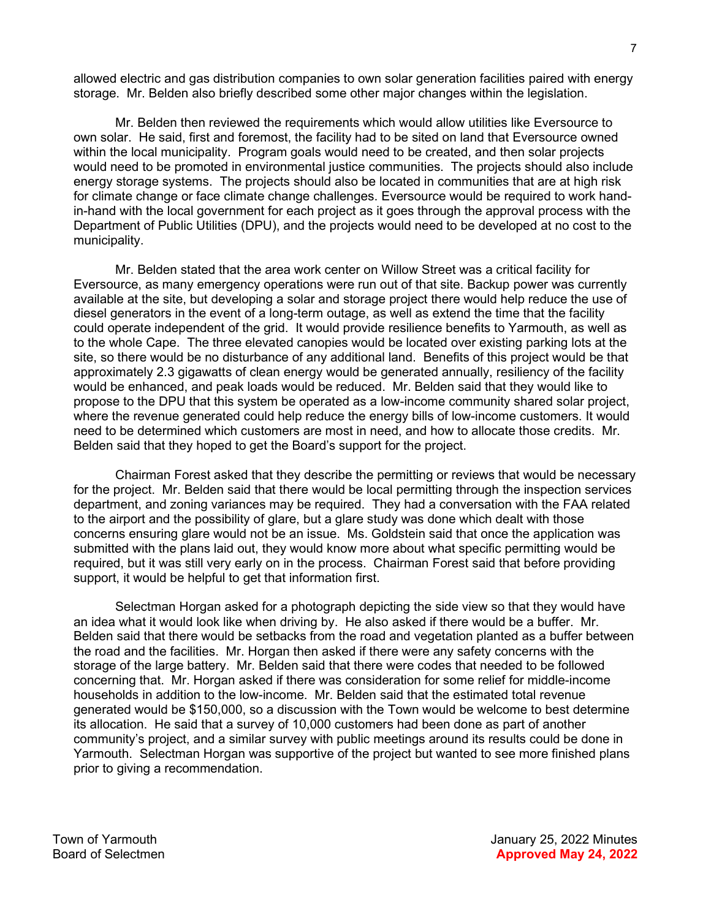allowed electric and gas distribution companies to own solar generation facilities paired with energy storage. Mr. Belden also briefly described some other major changes within the legislation.

Mr. Belden then reviewed the requirements which would allow utilities like Eversource to own solar. He said, first and foremost, the facility had to be sited on land that Eversource owned within the local municipality. Program goals would need to be created, and then solar projects would need to be promoted in environmental justice communities. The projects should also include energy storage systems. The projects should also be located in communities that are at high risk for climate change or face climate change challenges. Eversource would be required to work hand-in-hand with the local government for each project as it goes through the approval process with the Department of Public Utilities (DPU), and the projects would need to be developed at no cost to the municipality.

Mr. Belden stated that the area work center on Willow Street was a critical facility for Eversource, as many emergency operations were run out of that site. Backup power was currently available at the site, but developing a solar and storage project there would help reduce the use of diesel generators in the event of a long-term outage, as well as extend the time that the facility could operate independent of the grid. It would provide resilience benefits to Yarmouth, as well as to the whole Cape. The three elevated canopies would be located over existing parking lots at the site, so there would be no disturbance of any additional land. Benefits of this project would be that approximately 2.3 gigawatts of clean energy would be generated annually, resiliency of the facility would be enhanced, and peak loads would be reduced. Mr. Belden said that they would like to propose to the DPU that this system be operated as a low-income community shared solar project, where the revenue generated could help reduce the energy bills of low-income customers. It would need to be determined which customers are most in need, and how to allocate those credits. Mr. Belden said that they hoped to get the Board's support for the project.

Chairman Forest asked that they describe the permitting or reviews that would be necessary for the project. Mr. Belden said that there would be local permitting through the inspection services department, and zoning variances may be required. They had a conversation with the FAA related to the airport and the possibility of glare, but a glare study was done which dealt with those concerns ensuring glare would not be an issue. Ms. Goldstein said that once the application was submitted with the plans laid out, they would know more about what specific permitting would be required, but it was still very early on in the process. Chairman Forest said that before providing support, it would be helpful to get that information first.

Selectman Horgan asked for a photograph depicting the side view so that they would have an idea what it would look like when driving by. He also asked if there would be a buffer. Mr. Belden said that there would be setbacks from the road and vegetation planted as a buffer between the road and the facilities. Mr. Horgan then asked if there were any safety concerns with the storage of the large battery. Mr. Belden said that there were codes that needed to be followed concerning that. Mr. Horgan asked if there was consideration for some relief for middle-income households in addition to the low-income. Mr. Belden said that the estimated total revenue generated would be $150,000, so a discussion with the Town would be welcome to best determine its allocation. He said that a survey of 10,000 customers had been done as part of another community's project, and a similar survey with public meetings around its results could be done in Yarmouth. Selectman Horgan was supportive of the project but wanted to see more finished plans prior to giving a recommendation.

Town of Yarmouth
Board of Selectmen

January 25, 2022 Minutes
**Approved May 24, 2022**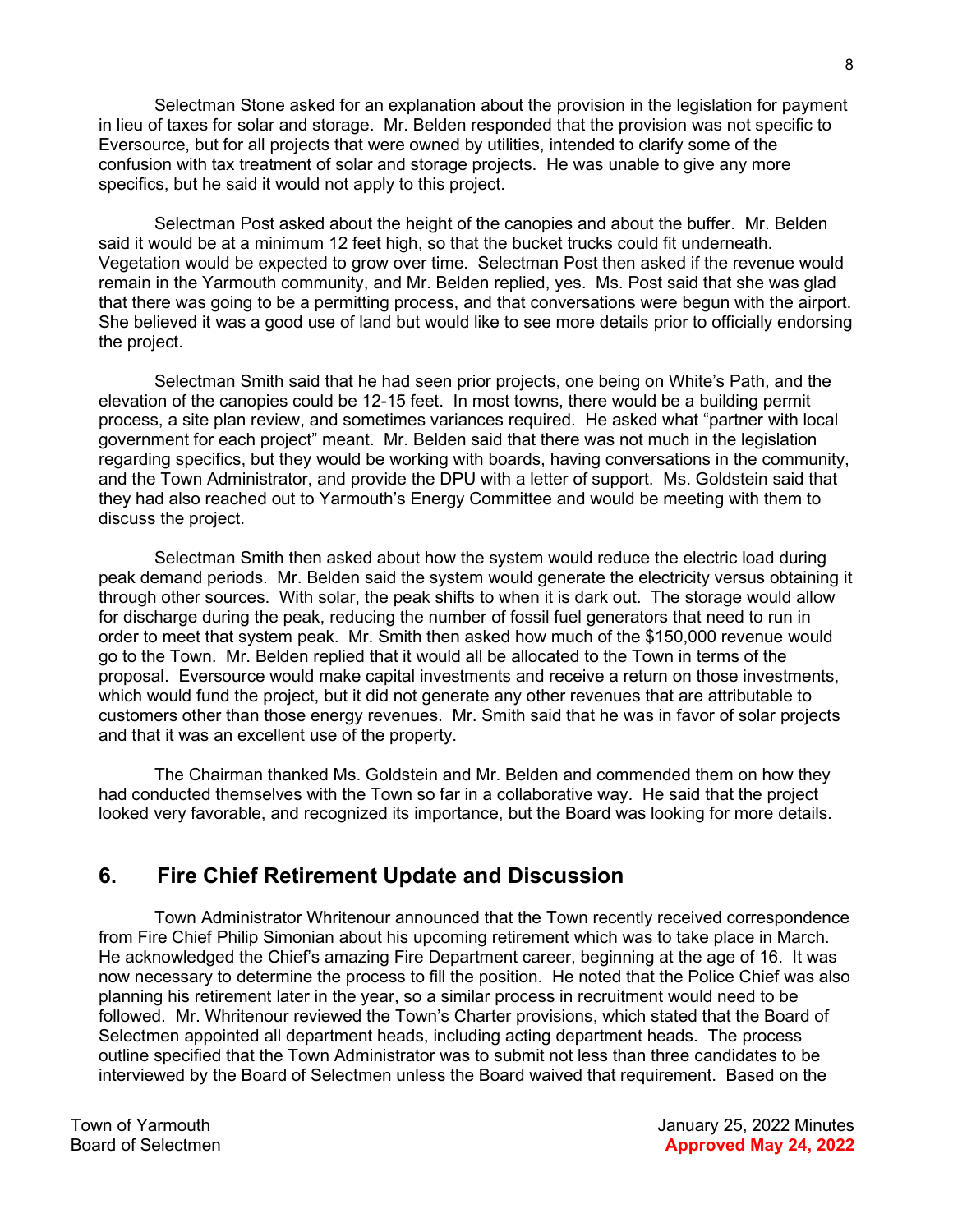Selectman Stone asked for an explanation about the provision in the legislation for payment in lieu of taxes for solar and storage. Mr. Belden responded that the provision was not specific to Eversource, but for all projects that were owned by utilities, intended to clarify some of the confusion with tax treatment of solar and storage projects. He was unable to give any more specifics, but he said it would not apply to this project.

Selectman Post asked about the height of the canopies and about the buffer. Mr. Belden said it would be at a minimum 12 feet high, so that the bucket trucks could fit underneath. Vegetation would be expected to grow over time. Selectman Post then asked if the revenue would remain in the Yarmouth community, and Mr. Belden replied, yes. Ms. Post said that she was glad that there was going to be a permitting process, and that conversations were begun with the airport. She believed it was a good use of land but would like to see more details prior to officially endorsing the project.

Selectman Smith said that he had seen prior projects, one being on White's Path, and the elevation of the canopies could be 12-15 feet. In most towns, there would be a building permit process, a site plan review, and sometimes variances required. He asked what "partner with local government for each project" meant. Mr. Belden said that there was not much in the legislation regarding specifics, but they would be working with boards, having conversations in the community, and the Town Administrator, and provide the DPU with a letter of support. Ms. Goldstein said that they had also reached out to Yarmouth's Energy Committee and would be meeting with them to discuss the project.

Selectman Smith then asked about how the system would reduce the electric load during peak demand periods. Mr. Belden said the system would generate the electricity versus obtaining it through other sources. With solar, the peak shifts to when it is dark out. The storage would allow for discharge during the peak, reducing the number of fossil fuel generators that need to run in order to meet that system peak. Mr. Smith then asked how much of the $150,000 revenue would go to the Town. Mr. Belden replied that it would all be allocated to the Town in terms of the proposal. Eversource would make capital investments and receive a return on those investments, which would fund the project, but it did not generate any other revenues that are attributable to customers other than those energy revenues. Mr. Smith said that he was in favor of solar projects and that it was an excellent use of the property.

The Chairman thanked Ms. Goldstein and Mr. Belden and commended them on how they had conducted themselves with the Town so far in a collaborative way. He said that the project looked very favorable, and recognized its importance, but the Board was looking for more details.

## 6. Fire Chief Retirement Update and Discussion

Town Administrator Whritenour announced that the Town recently received correspondence from Fire Chief Philip Simonian about his upcoming retirement which was to take place in March. He acknowledged the Chief's amazing Fire Department career, beginning at the age of 16. It was now necessary to determine the process to fill the position. He noted that the Police Chief was also planning his retirement later in the year, so a similar process in recruitment would need to be followed. Mr. Whritenour reviewed the Town's Charter provisions, which stated that the Board of Selectmen appointed all department heads, including acting department heads. The process outline specified that the Town Administrator was to submit not less than three candidates to be interviewed by the Board of Selectmen unless the Board waived that requirement. Based on the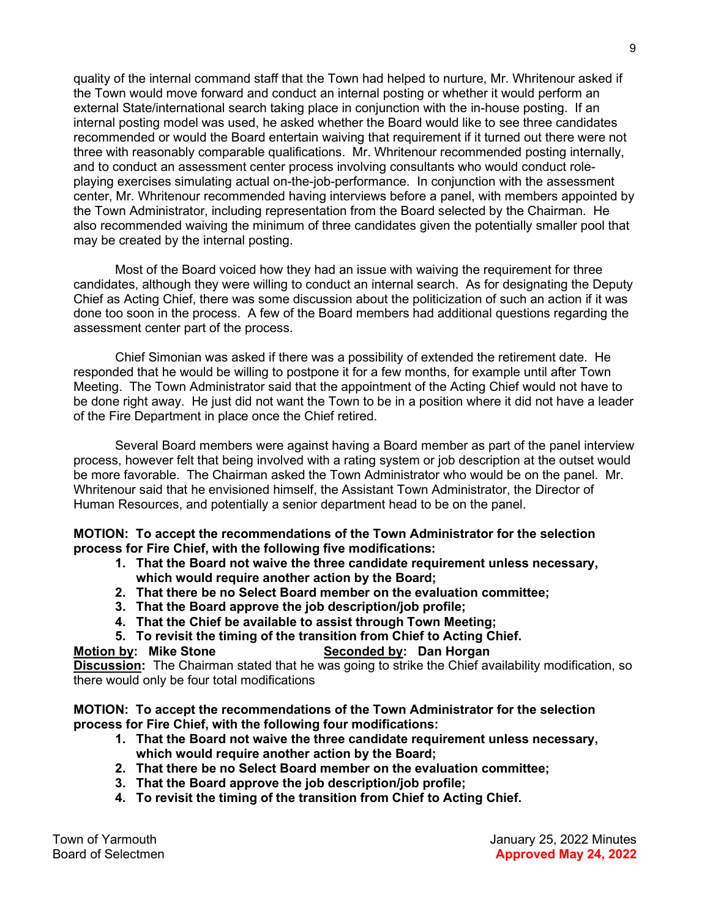quality of the internal command staff that the Town had helped to nurture, Mr. Whritenour asked if the Town would move forward and conduct an internal posting or whether it would perform an external State/international search taking place in conjunction with the in-house posting. If an internal posting model was used, he asked whether the Board would like to see three candidates recommended or would the Board entertain waiving that requirement if it turned out there were not three with reasonably comparable qualifications. Mr. Whritenour recommended posting internally, and to conduct an assessment center process involving consultants who would conduct role-playing exercises simulating actual on-the-job-performance. In conjunction with the assessment center, Mr. Whritenour recommended having interviews before a panel, with members appointed by the Town Administrator, including representation from the Board selected by the Chairman. He also recommended waiving the minimum of three candidates given the potentially smaller pool that may be created by the internal posting.

Most of the Board voiced how they had an issue with waiving the requirement for three candidates, although they were willing to conduct an internal search. As for designating the Deputy Chief as Acting Chief, there was some discussion about the politicization of such an action if it was done too soon in the process. A few of the Board members had additional questions regarding the assessment center part of the process.

Chief Simonian was asked if there was a possibility of extended the retirement date. He responded that he would be willing to postpone it for a few months, for example until after Town Meeting. The Town Administrator said that the appointment of the Acting Chief would not have to be done right away. He just did not want the Town to be in a position where it did not have a leader of the Fire Department in place once the Chief retired.

Several Board members were against having a Board member as part of the panel interview process, however felt that being involved with a rating system or job description at the outset would be more favorable. The Chairman asked the Town Administrator who would be on the panel. Mr. Whritenour said that he envisioned himself, the Assistant Town Administrator, the Director of Human Resources, and potentially a senior department head to be on the panel.

**MOTION: To accept the recommendations of the Town Administrator for the selection process for Fire Chief, with the following five modifications:**

1. **That the Board not waive the three candidate requirement unless necessary, which would require another action by the Board;**
2. **That there be no Select Board member on the evaluation committee;**
3. **That the Board approve the job description/job profile;**
4. **That the Chief be available to assist through Town Meeting;**
5. **To revisit the timing of the transition from Chief to Acting Chief.**

**Motion by: Mike Stone** **Seconded by: Dan Horgan**

**Discussion:** The Chairman stated that he was going to strike the Chief availability modification, so there would only be four total modifications

**MOTION: To accept the recommendations of the Town Administrator for the selection process for Fire Chief, with the following four modifications:**

1. **That the Board not waive the three candidate requirement unless necessary, which would require another action by the Board;**
2. **That there be no Select Board member on the evaluation committee;**
3. **That the Board approve the job description/job profile;**
4. **To revisit the timing of the transition from Chief to Acting Chief.**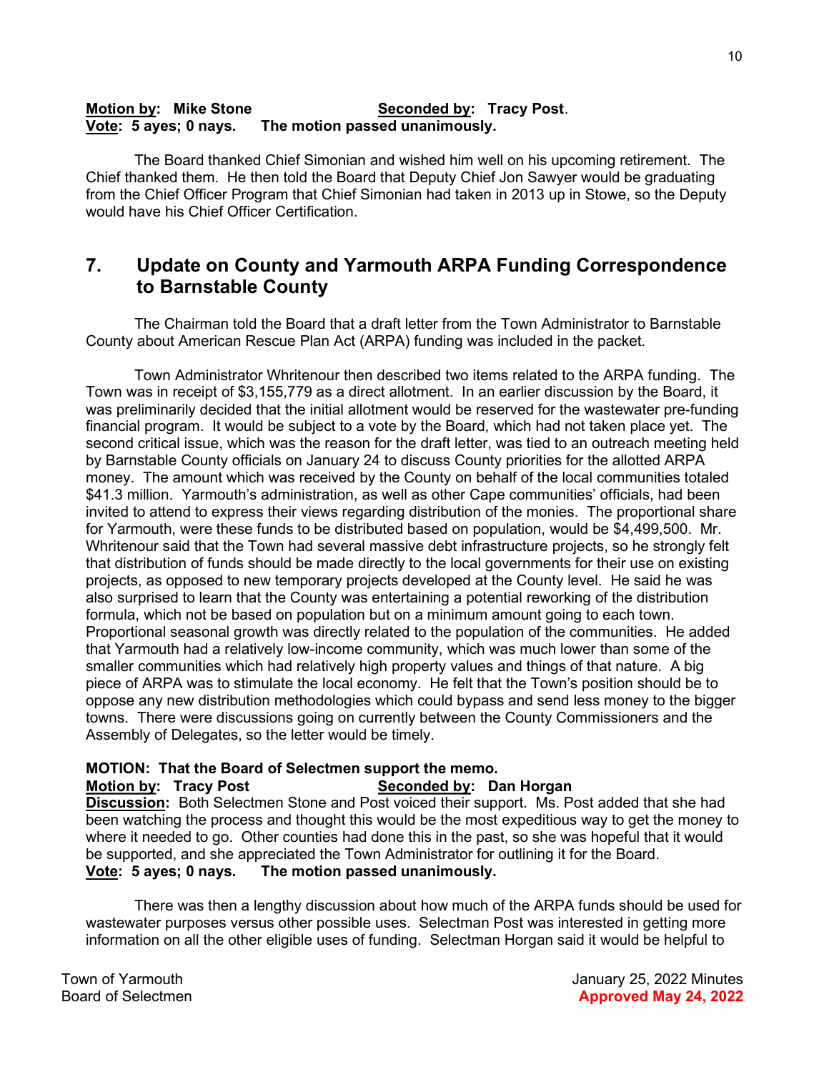**Motion by: Mike Stone** **Seconded by: Tracy Post**.
**Vote: 5 ayes; 0 nays. The motion passed unanimously.**

The Board thanked Chief Simonian and wished him well on his upcoming retirement. The Chief thanked them. He then told the Board that Deputy Chief Jon Sawyer would be graduating from the Chief Officer Program that Chief Simonian had taken in 2013 up in Stowe, so the Deputy would have his Chief Officer Certification.

## 7. Update on County and Yarmouth ARPA Funding Correspondence to Barnstable County

The Chairman told the Board that a draft letter from the Town Administrator to Barnstable County about American Rescue Plan Act (ARPA) funding was included in the packet.

Town Administrator Whritenour then described two items related to the ARPA funding. The Town was in receipt of $3,155,779 as a direct allotment. In an earlier discussion by the Board, it was preliminarily decided that the initial allotment would be reserved for the wastewater pre-funding financial program. It would be subject to a vote by the Board, which had not taken place yet. The second critical issue, which was the reason for the draft letter, was tied to an outreach meeting held by Barnstable County officials on January 24 to discuss County priorities for the allotted ARPA money. The amount which was received by the County on behalf of the local communities totaled $41.3 million. Yarmouth's administration, as well as other Cape communities' officials, had been invited to attend to express their views regarding distribution of the monies. The proportional share for Yarmouth, were these funds to be distributed based on population, would be $4,499,500. Mr. Whritenour said that the Town had several massive debt infrastructure projects, so he strongly felt that distribution of funds should be made directly to the local governments for their use on existing projects, as opposed to new temporary projects developed at the County level. He said he was also surprised to learn that the County was entertaining a potential reworking of the distribution formula, which not be based on population but on a minimum amount going to each town. Proportional seasonal growth was directly related to the population of the communities. He added that Yarmouth had a relatively low-income community, which was much lower than some of the smaller communities which had relatively high property values and things of that nature. A big piece of ARPA was to stimulate the local economy. He felt that the Town's position should be to oppose any new distribution methodologies which could bypass and send less money to the bigger towns. There were discussions going on currently between the County Commissioners and the Assembly of Delegates, so the letter would be timely.

**MOTION: That the Board of Selectmen support the memo.**
**Motion by: Tracy Post** **Seconded by: Dan Horgan**
**Discussion:** Both Selectmen Stone and Post voiced their support. Ms. Post added that she had been watching the process and thought this would be the most expeditious way to get the money to where it needed to go. Other counties had done this in the past, so she was hopeful that it would be supported, and she appreciated the Town Administrator for outlining it for the Board.
**Vote: 5 ayes; 0 nays. The motion passed unanimously.**

There was then a lengthy discussion about how much of the ARPA funds should be used for wastewater purposes versus other possible uses. Selectman Post was interested in getting more information on all the other eligible uses of funding. Selectman Horgan said it would be helpful to

Town of Yarmouth
Board of Selectmen

January 25, 2022 Minutes
**Approved May 24, 2022**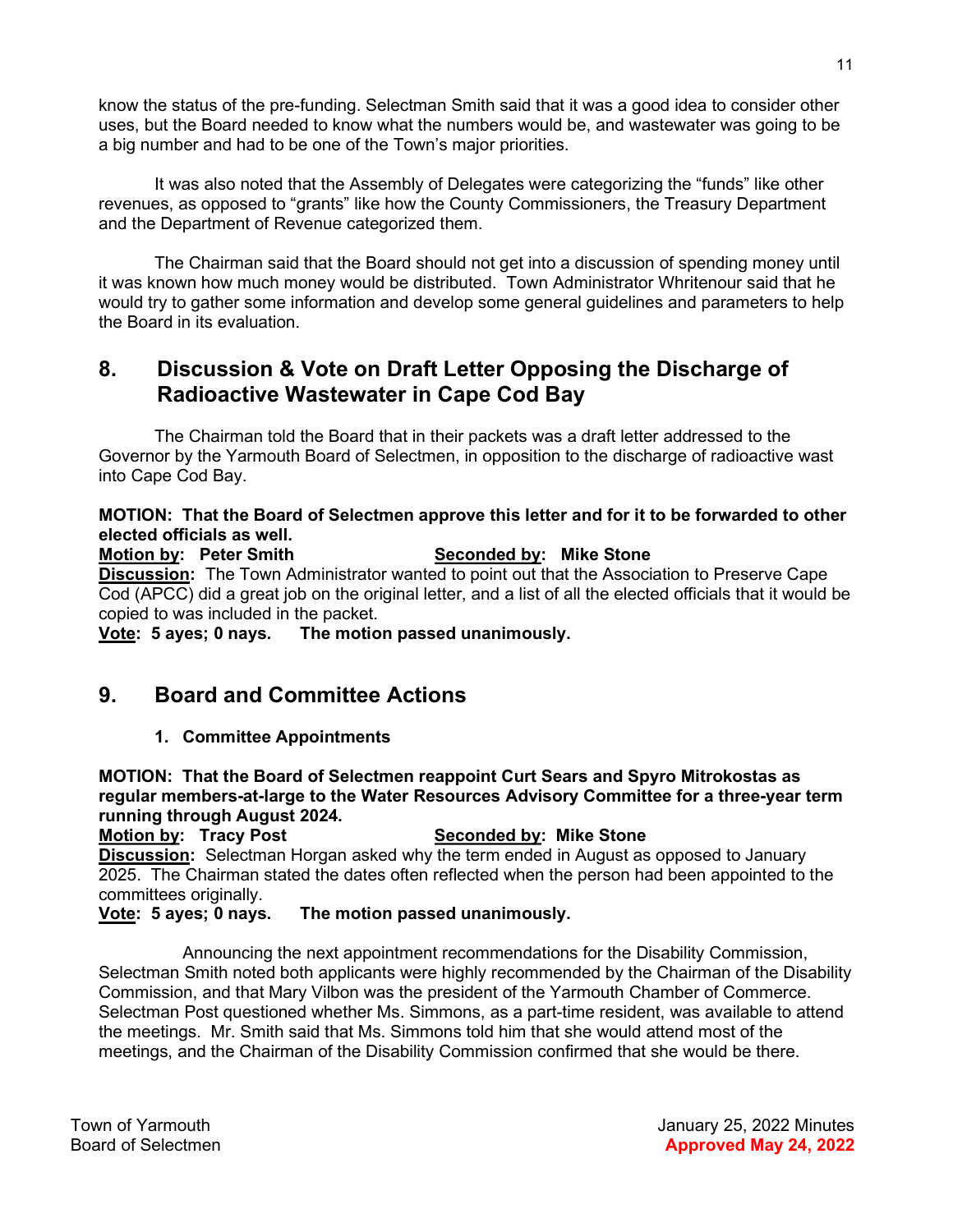know the status of the pre-funding. Selectman Smith said that it was a good idea to consider other uses, but the Board needed to know what the numbers would be, and wastewater was going to be a big number and had to be one of the Town's major priorities.

It was also noted that the Assembly of Delegates were categorizing the "funds" like other revenues, as opposed to "grants" like how the County Commissioners, the Treasury Department and the Department of Revenue categorized them.

The Chairman said that the Board should not get into a discussion of spending money until it was known how much money would be distributed. Town Administrator Whritenour said that he would try to gather some information and develop some general guidelines and parameters to help the Board in its evaluation.

## 8. Discussion & Vote on Draft Letter Opposing the Discharge of Radioactive Wastewater in Cape Cod Bay

The Chairman told the Board that in their packets was a draft letter addressed to the Governor by the Yarmouth Board of Selectmen, in opposition to the discharge of radioactive wast into Cape Cod Bay.

**MOTION: That the Board of Selectmen approve this letter and for it to be forwarded to other elected officials as well.**

**Motion by: Peter Smith** **Seconded by: Mike Stone**

**Discussion:** The Town Administrator wanted to point out that the Association to Preserve Cape Cod (APCC) did a great job on the original letter, and a list of all the elected officials that it would be copied to was included in the packet.

**Vote: 5 ayes; 0 nays. The motion passed unanimously.**

## 9. Board and Committee Actions

### 1. Committee Appointments

**MOTION: That the Board of Selectmen reappoint Curt Sears and Spyro Mitrokostas as regular members-at-large to the Water Resources Advisory Committee for a three-year term running through August 2024.**

**Motion by: Tracy Post** **Seconded by: Mike Stone**

**Discussion:** Selectman Horgan asked why the term ended in August as opposed to January 2025. The Chairman stated the dates often reflected when the person had been appointed to the committees originally.

**Vote: 5 ayes; 0 nays. The motion passed unanimously.**

Announcing the next appointment recommendations for the Disability Commission, Selectman Smith noted both applicants were highly recommended by the Chairman of the Disability Commission, and that Mary Vilbon was the president of the Yarmouth Chamber of Commerce. Selectman Post questioned whether Ms. Simmons, as a part-time resident, was available to attend the meetings. Mr. Smith said that Ms. Simmons told him that she would attend most of the meetings, and the Chairman of the Disability Commission confirmed that she would be there.

Town of Yarmouth
Board of Selectmen

January 25, 2022 Minutes
**Approved May 24, 2022**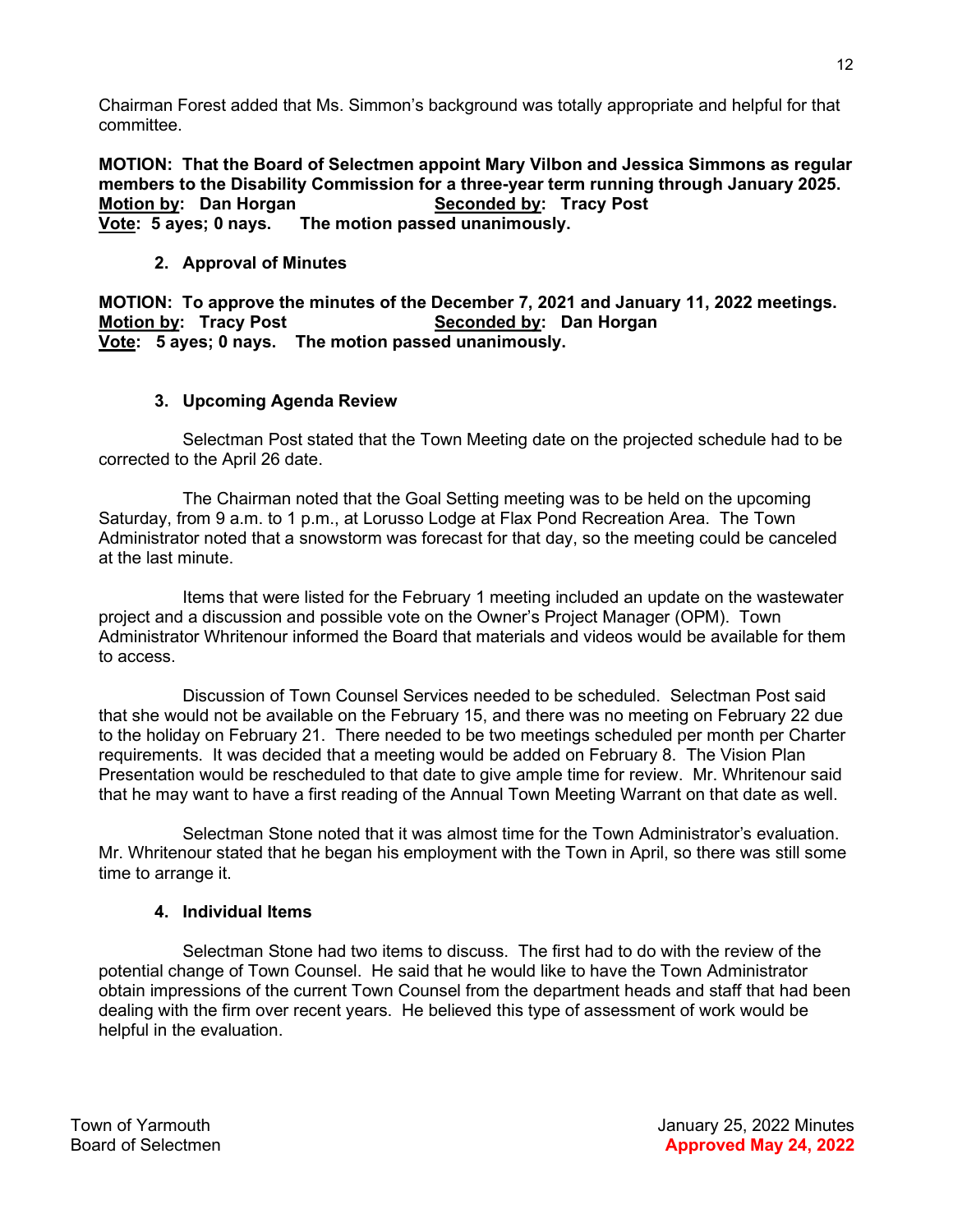Chairman Forest added that Ms. Simmon's background was totally appropriate and helpful for that committee.

**MOTION: That the Board of Selectmen appoint Mary Vilbon and Jessica Simmons as regular members to the Disability Commission for a three-year term running through January 2025.**
**Motion by: Dan Horgan** **Seconded by: Tracy Post**
**Vote: 5 ayes; 0 nays. The motion passed unanimously.**

**2. Approval of Minutes**

**MOTION: To approve the minutes of the December 7, 2021 and January 11, 2022 meetings.**
**Motion by: Tracy Post** **Seconded by: Dan Horgan**
**Vote: 5 ayes; 0 nays. The motion passed unanimously.**

**3. Upcoming Agenda Review**

Selectman Post stated that the Town Meeting date on the projected schedule had to be corrected to the April 26 date.

The Chairman noted that the Goal Setting meeting was to be held on the upcoming Saturday, from 9 a.m. to 1 p.m., at Lorusso Lodge at Flax Pond Recreation Area. The Town Administrator noted that a snowstorm was forecast for that day, so the meeting could be canceled at the last minute.

Items that were listed for the February 1 meeting included an update on the wastewater project and a discussion and possible vote on the Owner's Project Manager (OPM). Town Administrator Whritenour informed the Board that materials and videos would be available for them to access.

Discussion of Town Counsel Services needed to be scheduled. Selectman Post said that she would not be available on the February 15, and there was no meeting on February 22 due to the holiday on February 21. There needed to be two meetings scheduled per month per Charter requirements. It was decided that a meeting would be added on February 8. The Vision Plan Presentation would be rescheduled to that date to give ample time for review. Mr. Whritenour said that he may want to have a first reading of the Annual Town Meeting Warrant on that date as well.

Selectman Stone noted that it was almost time for the Town Administrator's evaluation. Mr. Whritenour stated that he began his employment with the Town in April, so there was still some time to arrange it.

**4. Individual Items**

Selectman Stone had two items to discuss. The first had to do with the review of the potential change of Town Counsel. He said that he would like to have the Town Administrator obtain impressions of the current Town Counsel from the department heads and staff that had been dealing with the firm over recent years. He believed this type of assessment of work would be helpful in the evaluation.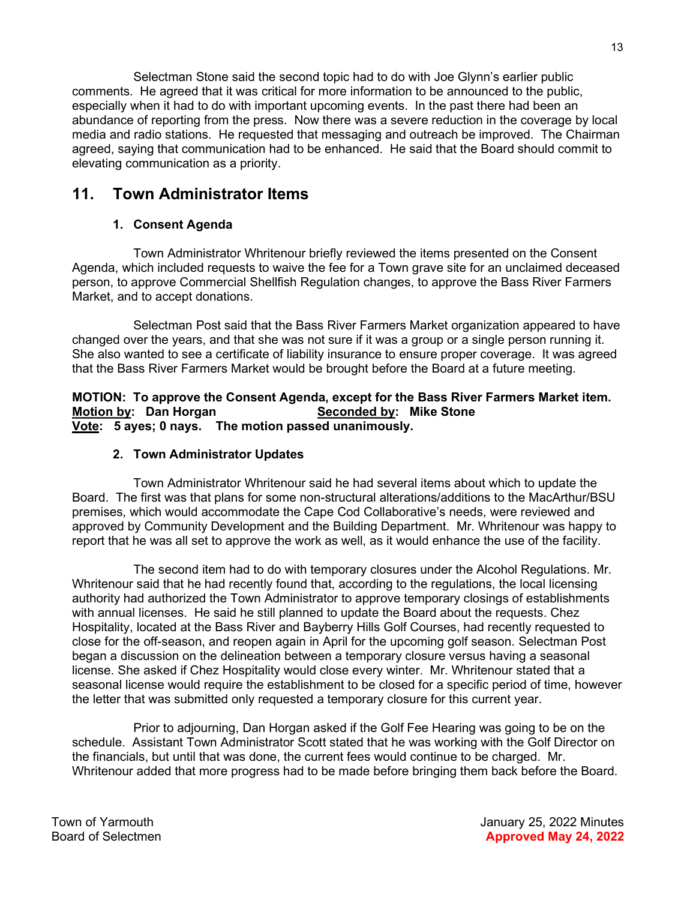Selectman Stone said the second topic had to do with Joe Glynn's earlier public comments. He agreed that it was critical for more information to be announced to the public, especially when it had to do with important upcoming events. In the past there had been an abundance of reporting from the press. Now there was a severe reduction in the coverage by local media and radio stations. He requested that messaging and outreach be improved. The Chairman agreed, saying that communication had to be enhanced. He said that the Board should commit to elevating communication as a priority.

## 11. Town Administrator Items

### 1. Consent Agenda

Town Administrator Whritenour briefly reviewed the items presented on the Consent Agenda, which included requests to waive the fee for a Town grave site for an unclaimed deceased person, to approve Commercial Shellfish Regulation changes, to approve the Bass River Farmers Market, and to accept donations.

Selectman Post said that the Bass River Farmers Market organization appeared to have changed over the years, and that she was not sure if it was a group or a single person running it. She also wanted to see a certificate of liability insurance to ensure proper coverage. It was agreed that the Bass River Farmers Market would be brought before the Board at a future meeting.

**MOTION: To approve the Consent Agenda, except for the Bass River Farmers Market item.**
**Motion by: Dan Horgan** **Seconded by: Mike Stone**
**Vote: 5 ayes; 0 nays. The motion passed unanimously.**

### 2. Town Administrator Updates

Town Administrator Whritenour said he had several items about which to update the Board. The first was that plans for some non-structural alterations/additions to the MacArthur/BSU premises, which would accommodate the Cape Cod Collaborative's needs, were reviewed and approved by Community Development and the Building Department. Mr. Whritenour was happy to report that he was all set to approve the work as well, as it would enhance the use of the facility.

The second item had to do with temporary closures under the Alcohol Regulations. Mr. Whritenour said that he had recently found that, according to the regulations, the local licensing authority had authorized the Town Administrator to approve temporary closings of establishments with annual licenses. He said he still planned to update the Board about the requests. Chez Hospitality, located at the Bass River and Bayberry Hills Golf Courses, had recently requested to close for the off-season, and reopen again in April for the upcoming golf season. Selectman Post began a discussion on the delineation between a temporary closure versus having a seasonal license. She asked if Chez Hospitality would close every winter. Mr. Whritenour stated that a seasonal license would require the establishment to be closed for a specific period of time, however the letter that was submitted only requested a temporary closure for this current year.

Prior to adjourning, Dan Horgan asked if the Golf Fee Hearing was going to be on the schedule. Assistant Town Administrator Scott stated that he was working with the Golf Director on the financials, but until that was done, the current fees would continue to be charged. Mr. Whritenour added that more progress had to be made before bringing them back before the Board.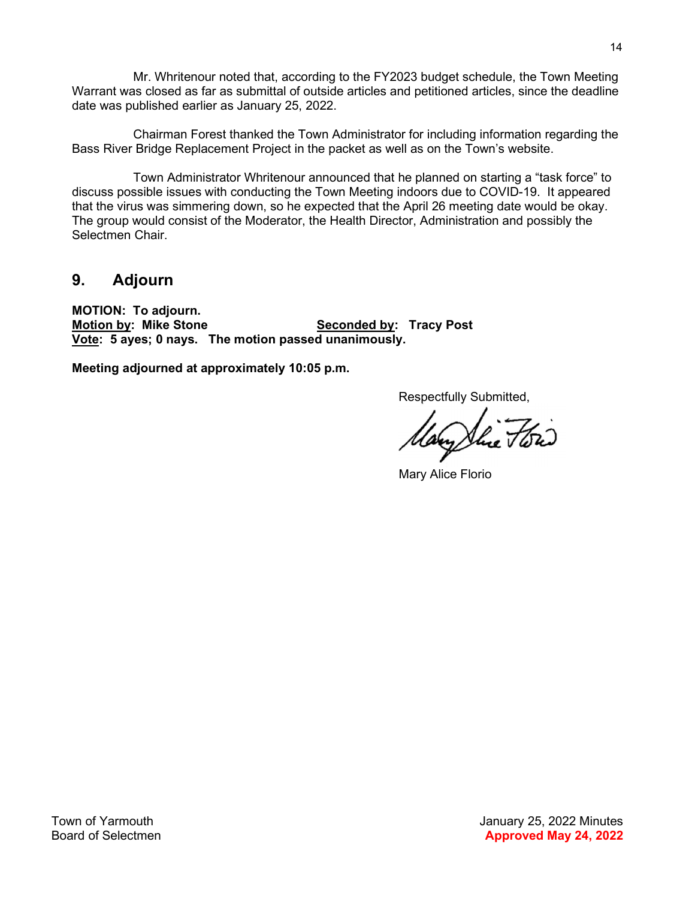Mr. Whritenour noted that, according to the FY2023 budget schedule, the Town Meeting Warrant was closed as far as submittal of outside articles and petitioned articles, since the deadline date was published earlier as January 25, 2022.

Chairman Forest thanked the Town Administrator for including information regarding the Bass River Bridge Replacement Project in the packet as well as on the Town's website.

Town Administrator Whritenour announced that he planned on starting a "task force" to discuss possible issues with conducting the Town Meeting indoors due to COVID-19. It appeared that the virus was simmering down, so he expected that the April 26 meeting date would be okay. The group would consist of the Moderator, the Health Director, Administration and possibly the Selectmen Chair.

## 9. Adjourn

**MOTION: To adjourn.**
**Motion by: Mike Stone** **Seconded by: Tracy Post**
**Vote: 5 ayes; 0 nays. The motion passed unanimously.**

**Meeting adjourned at approximately 10:05 p.m.**

Respectfully Submitted,

Mary Alice Florio

Mary Alice Florio

Town of Yarmouth
Board of Selectmen

January 25, 2022 Minutes
**Approved May 24, 2022**